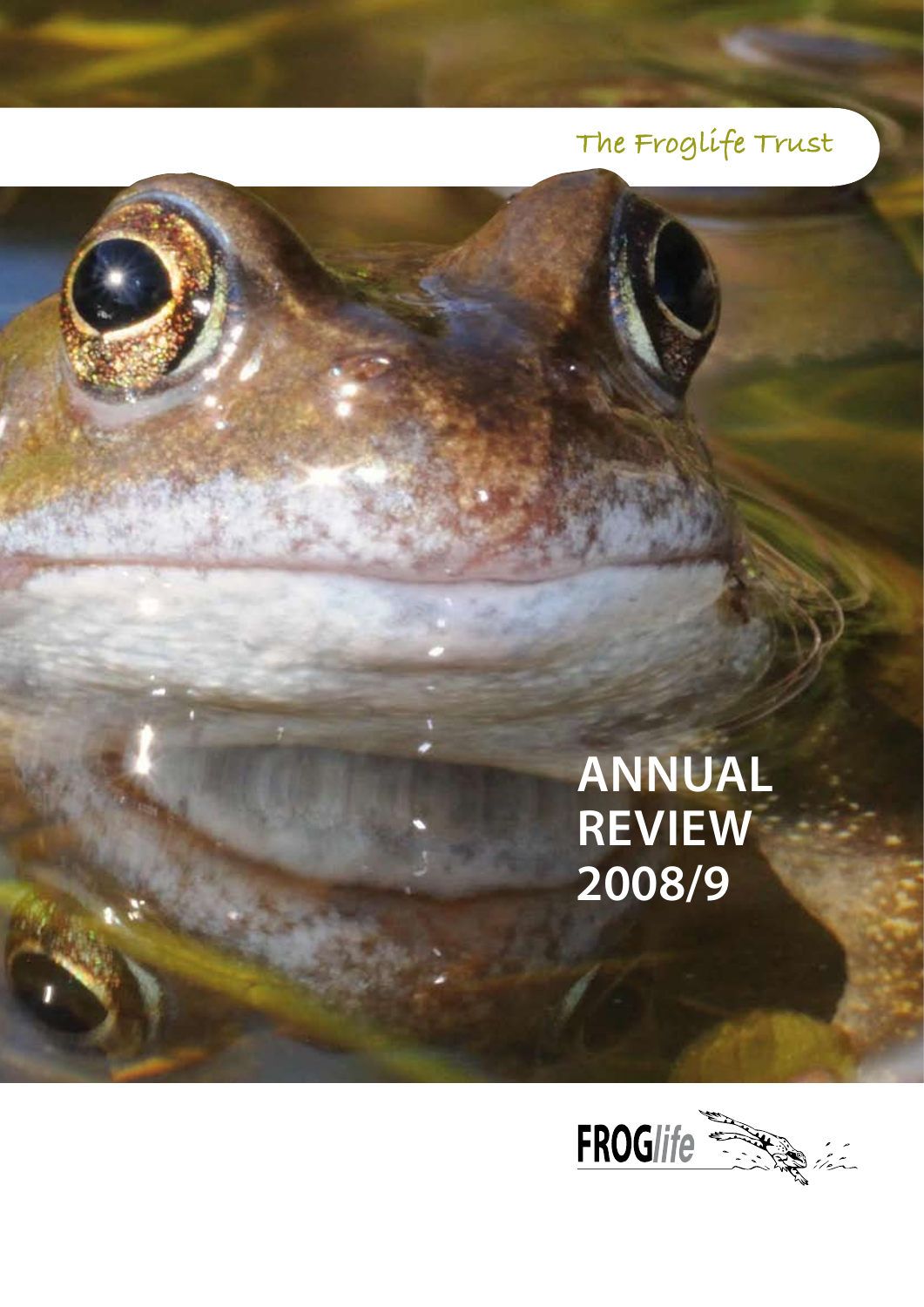The Froglife Trust

# ANNUAL REVIEW 2008/9

FROGlife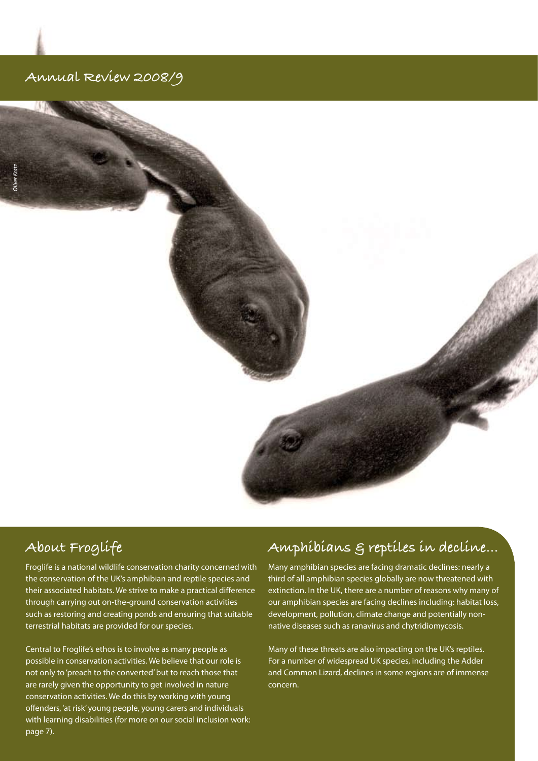# Annual Review 2008/9

*Oliver Kratz*

## About Froglife

Froglife is a national wildlife conservation charity concerned with the conservation of the UK's amphibian and reptile species and their associated habitats. We strive to make a practical difference through carrying out on-the-ground conservation activities such as restoring and creating ponds and ensuring that suitable terrestrial habitats are provided for our species.

Central to Froglife's ethos is to involve as many people as possible in conservation activities. We believe that our role is not only to 'preach to the converted' but to reach those that are rarely given the opportunity to get involved in nature conservation activities. We do this by working with young offenders, 'at risk' young people, young carers and individuals with learning disabilities (for more on our social inclusion work: page 7).

## Amphibians & reptiles in decline...

Many amphibian species are facing dramatic declines: nearly a third of all amphibian species globally are now threatened with extinction. In the UK, there are a number of reasons why many of our amphibian species are facing declines including: habitat loss, development, pollution, climate change and potentially non-native diseases such as ranavirus and chytridiomycosis.

Many of these threats are also impacting on the UK's reptiles. For a number of widespread UK species, including the Adder and Common Lizard, declines in some regions are of immense concern.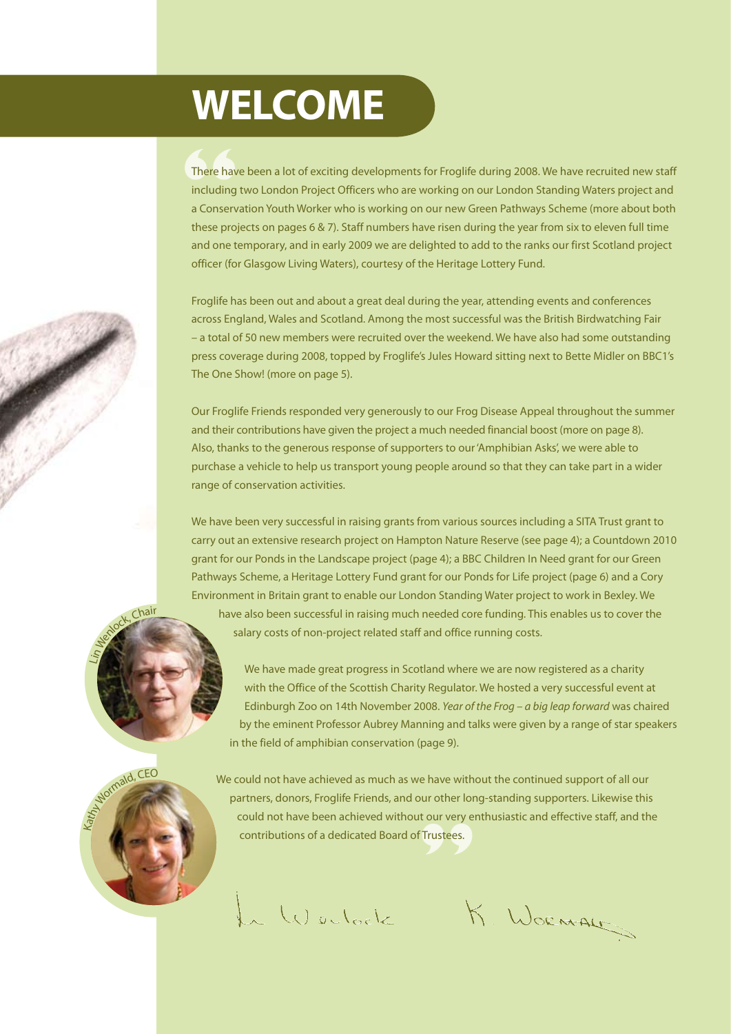# WELCOME

There have been a lot of exciting developments for Froglife during 2008. We have recruited new staff including two London Project Officers who are working on our London Standing Waters project and a Conservation Youth Worker who is working on our new Green Pathways Scheme (more about both these projects on pages 6 & 7). Staff numbers have risen during the year from six to eleven full time and one temporary, and in early 2009 we are delighted to add to the ranks our first Scotland project officer (for Glasgow Living Waters), courtesy of the Heritage Lottery Fund.

Froglife has been out and about a great deal during the year, attending events and conferences across England, Wales and Scotland. Among the most successful was the British Birdwatching Fair – a total of 50 new members were recruited over the weekend. We have also had some outstanding press coverage during 2008, topped by Froglife's Jules Howard sitting next to Bette Midler on BBC1's The One Show! (more on page 5).

Our Froglife Friends responded very generously to our Frog Disease Appeal throughout the summer and their contributions have given the project a much needed financial boost (more on page 8). Also, thanks to the generous response of supporters to our 'Amphibian Asks', we were able to purchase a vehicle to help us transport young people around so that they can take part in a wider range of conservation activities.

We have been very successful in raising grants from various sources including a SITA Trust grant to carry out an extensive research project on Hampton Nature Reserve (see page 4); a Countdown 2010 grant for our Ponds in the Landscape project (page 4); a BBC Children In Need grant for our Green Pathways Scheme, a Heritage Lottery Fund grant for our Ponds for Life project (page 6) and a Cory Environment in Britain grant to enable our London Standing Water project to work in Bexley. We have also been successful in raising much needed core funding. This enables us to cover the salary costs of non-project related staff and office running costs.

We have made great progress in Scotland where we are now registered as a charity with the Office of the Scottish Charity Regulator. We hosted a very successful event at Edinburgh Zoo on 14th November 2008. *Year of the Frog – a big leap forward* was chaired by the eminent Professor Aubrey Manning and talks were given by a range of star speakers in the field of amphibian conservation (page 9).

We could not have achieved as much as we have without the continued support of all our partners, donors, Froglife Friends, and our other long-standing supporters. Likewise this could not have been achieved without our very enthusiastic and effective staff, and the contributions of a dedicated Board of Trustees.

Lin Wenlock, Chair

Kathy Wormald, CEO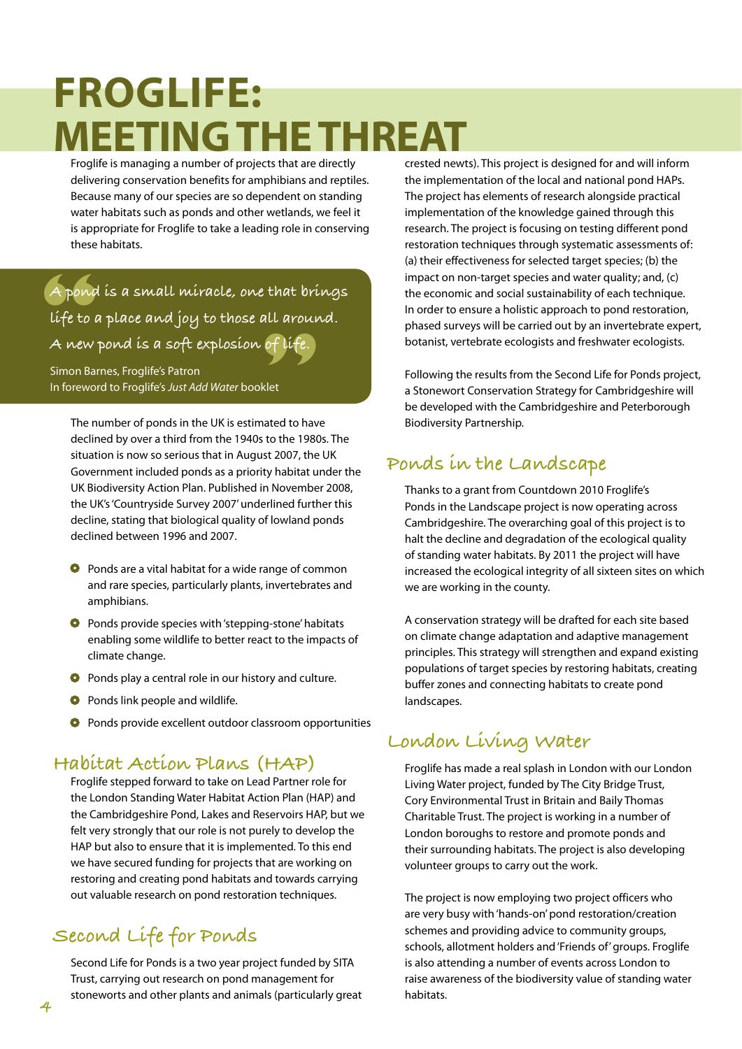# FROGLIFE: MEETING THE THREAT

Froglife is managing a number of projects that are directly delivering conservation benefits for amphibians and reptiles. Because many of our species are so dependent on standing water habitats such as ponds and other wetlands, we feel it is appropriate for Froglife to take a leading role in conserving these habitats.

> A pond is a small miracle, one that brings life to a place and joy to those all around. A new pond is a soft explosion of life.
>
> Simon Barnes, Froglife's Patron
> In foreword to Froglife's *Just Add Water* booklet

The number of ponds in the UK is estimated to have declined by over a third from the 1940s to the 1980s. The situation is now so serious that in August 2007, the UK Government included ponds as a priority habitat under the UK Biodiversity Action Plan. Published in November 2008, the UK's 'Countryside Survey 2007' underlined further this decline, stating that biological quality of lowland ponds declined between 1996 and 2007.

- Ponds are a vital habitat for a wide range of common and rare species, particularly plants, invertebrates and amphibians.
- Ponds provide species with 'stepping-stone' habitats enabling some wildlife to better react to the impacts of climate change.
- Ponds play a central role in our history and culture.
- Ponds link people and wildlife.
- Ponds provide excellent outdoor classroom opportunities

## Habitat Action Plans (HAP)

Froglife stepped forward to take on Lead Partner role for the London Standing Water Habitat Action Plan (HAP) and the Cambridgeshire Pond, Lakes and Reservoirs HAP, but we felt very strongly that our role is not purely to develop the HAP but also to ensure that it is implemented. To this end we have secured funding for projects that are working on restoring and creating pond habitats and towards carrying out valuable research on pond restoration techniques.

## Second Life for Ponds

Second Life for Ponds is a two year project funded by SITA Trust, carrying out research on pond management for stoneworts and other plants and animals (particularly great crested newts). This project is designed for and will inform the implementation of the local and national pond HAPs. The project has elements of research alongside practical implementation of the knowledge gained through this research. The project is focusing on testing different pond restoration techniques through systematic assessments of: (a) their effectiveness for selected target species; (b) the impact on non-target species and water quality; and, (c) the economic and social sustainability of each technique. In order to ensure a holistic approach to pond restoration, phased surveys will be carried out by an invertebrate expert, botanist, vertebrate ecologists and freshwater ecologists.

Following the results from the Second Life for Ponds project, a Stonewort Conservation Strategy for Cambridgeshire will be developed with the Cambridgeshire and Peterborough Biodiversity Partnership.

## Ponds in the Landscape

Thanks to a grant from Countdown 2010 Froglife's Ponds in the Landscape project is now operating across Cambridgeshire. The overarching goal of this project is to halt the decline and degradation of the ecological quality of standing water habitats. By 2011 the project will have increased the ecological integrity of all sixteen sites on which we are working in the county.

A conservation strategy will be drafted for each site based on climate change adaptation and adaptive management principles. This strategy will strengthen and expand existing populations of target species by restoring habitats, creating buffer zones and connecting habitats to create pond landscapes.

## London Living Water

Froglife has made a real splash in London with our London Living Water project, funded by The City Bridge Trust, Cory Environmental Trust in Britain and Baily Thomas Charitable Trust. The project is working in a number of London boroughs to restore and promote ponds and their surrounding habitats. The project is also developing volunteer groups to carry out the work.

The project is now employing two project officers who are very busy with 'hands-on' pond restoration/creation schemes and providing advice to community groups, schools, allotment holders and 'Friends of' groups. Froglife is also attending a number of events across London to raise awareness of the biodiversity value of standing water habitats.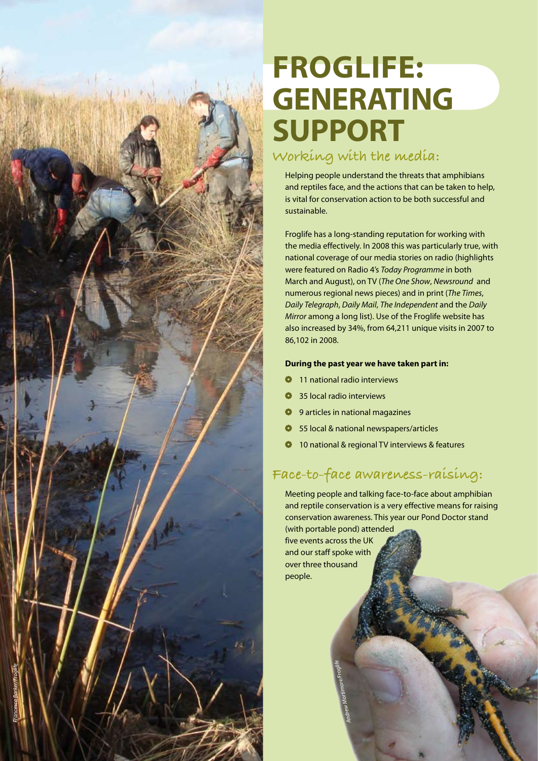# FROGLIFE: GENERATING SUPPORT

## Working with the media:

Helping people understand the threats that amphibians and reptiles face, and the actions that can be taken to help, is vital for conservation action to be both successful and sustainable.

Froglife has a long-standing reputation for working with the media effectively. In 2008 this was particularly true, with national coverage of our media stories on radio (highlights were featured on Radio 4's *Today Programme* in both March and August), on TV (*The One Show*, *Newsround* and numerous regional news pieces) and in print (*The Times*, *Daily Telegraph*, *Daily Mail*, *The Independent* and the *Daily Mirror* among a long list). Use of the Froglife website has also increased by 34%, from 64,211 unique visits in 2007 to 86,102 in 2008.

**During the past year we have taken part in:**

- 11 national radio interviews
- 35 local radio interviews
- 9 articles in national magazines
- 55 local & national newspapers/articles
- 10 national & regional TV interviews & features

## Face-to-face awareness-raising:

Meeting people and talking face-to-face about amphibian and reptile conservation is a very effective means for raising conservation awareness. This year our Pond Doctor stand (with portable pond) attended five events across the UK and our staff spoke with over three thousand people.

Francesca Barker/Froglife

Andrew Mortimore/Froglife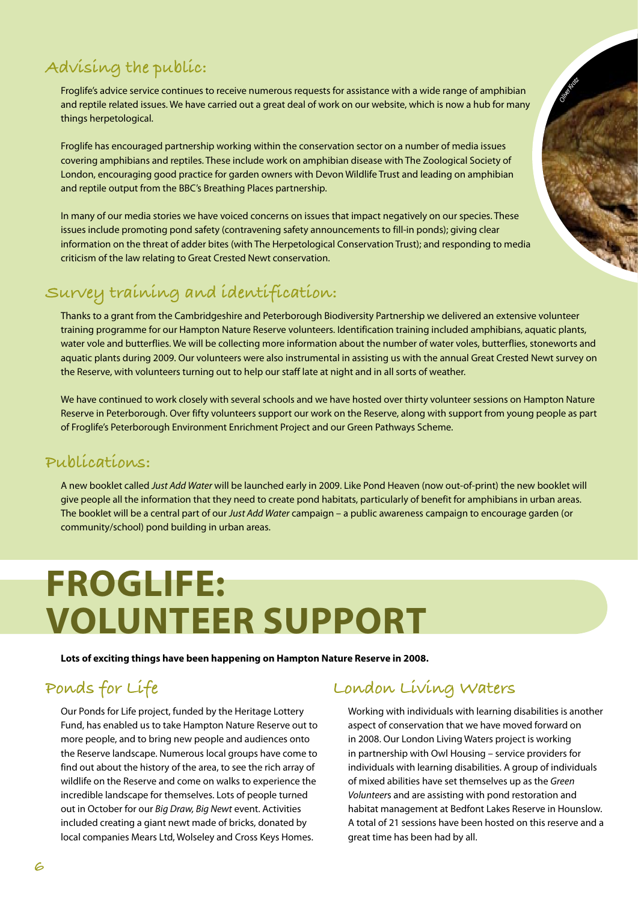## Advising the public:

Froglife's advice service continues to receive numerous requests for assistance with a wide range of amphibian and reptile related issues. We have carried out a great deal of work on our website, which is now a hub for many things herpetological.

Froglife has encouraged partnership working within the conservation sector on a number of media issues covering amphibians and reptiles. These include work on amphibian disease with The Zoological Society of London, encouraging good practice for garden owners with Devon Wildlife Trust and leading on amphibian and reptile output from the BBC's Breathing Places partnership.

In many of our media stories we have voiced concerns on issues that impact negatively on our species. These issues include promoting pond safety (contravening safety announcements to fill-in ponds); giving clear information on the threat of adder bites (with The Herpetological Conservation Trust); and responding to media criticism of the law relating to Great Crested Newt conservation.

## Survey training and identification:

Thanks to a grant from the Cambridgeshire and Peterborough Biodiversity Partnership we delivered an extensive volunteer training programme for our Hampton Nature Reserve volunteers. Identification training included amphibians, aquatic plants, water vole and butterflies. We will be collecting more information about the number of water voles, butterflies, stoneworts and aquatic plants during 2009. Our volunteers were also instrumental in assisting us with the annual Great Crested Newt survey on the Reserve, with volunteers turning out to help our staff late at night and in all sorts of weather.

We have continued to work closely with several schools and we have hosted over thirty volunteer sessions on Hampton Nature Reserve in Peterborough. Over fifty volunteers support our work on the Reserve, along with support from young people as part of Froglife's Peterborough Environment Enrichment Project and our Green Pathways Scheme.

## Publications:

A new booklet called *Just Add Water* will be launched early in 2009. Like Pond Heaven (now out-of-print) the new booklet will give people all the information that they need to create pond habitats, particularly of benefit for amphibians in urban areas. The booklet will be a central part of our *Just Add Water* campaign – a public awareness campaign to encourage garden (or community/school) pond building in urban areas.

# FROGLIFE: VOLUNTEER SUPPORT

**Lots of exciting things have been happening on Hampton Nature Reserve in 2008.**

## Ponds for Life

Our Ponds for Life project, funded by the Heritage Lottery Fund, has enabled us to take Hampton Nature Reserve out to more people, and to bring new people and audiences onto the Reserve landscape. Numerous local groups have come to find out about the history of the area, to see the rich array of wildlife on the Reserve and come on walks to experience the incredible landscape for themselves. Lots of people turned out in October for our *Big Draw, Big Newt* event. Activities included creating a giant newt made of bricks, donated by local companies Mears Ltd, Wolseley and Cross Keys Homes.

## London Living Waters

Working with individuals with learning disabilities is another aspect of conservation that we have moved forward on in 2008. Our London Living Waters project is working in partnership with Owl Housing – service providers for individuals with learning disabilities. A group of individuals of mixed abilities have set themselves up as the *Green Volunteers* and are assisting with pond restoration and habitat management at Bedfont Lakes Reserve in Hounslow. A total of 21 sessions have been hosted on this reserve and a great time has been had by all.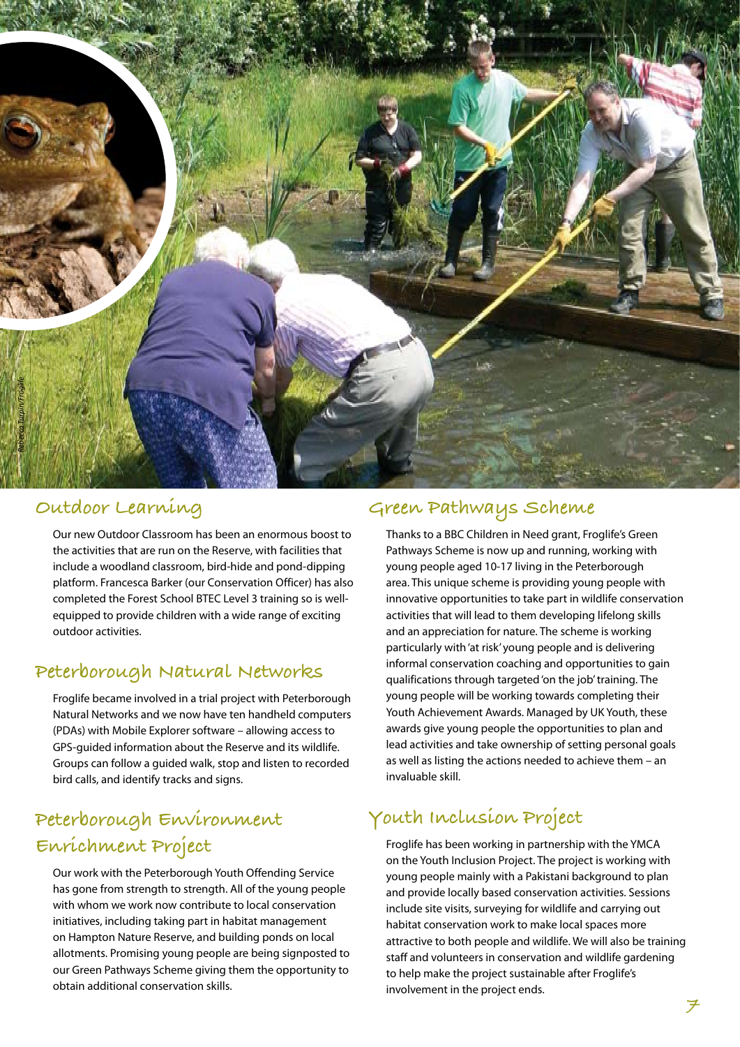## Outdoor Learning

Our new Outdoor Classroom has been an enormous boost to the activities that are run on the Reserve, with facilities that include a woodland classroom, bird-hide and pond-dipping platform. Francesca Barker (our Conservation Officer) has also completed the Forest School BTEC Level 3 training so is well-equipped to provide children with a wide range of exciting outdoor activities.

## Peterborough Natural Networks

Froglife became involved in a trial project with Peterborough Natural Networks and we now have ten handheld computers (PDAs) with Mobile Explorer software – allowing access to GPS-guided information about the Reserve and its wildlife. Groups can follow a guided walk, stop and listen to recorded bird calls, and identify tracks and signs.

## Peterborough Environment Enrichment Project

Our work with the Peterborough Youth Offending Service has gone from strength to strength. All of the young people with whom we work now contribute to local conservation initiatives, including taking part in habitat management on Hampton Nature Reserve, and building ponds on local allotments. Promising young people are being signposted to our Green Pathways Scheme giving them the opportunity to obtain additional conservation skills.

## Green Pathways Scheme

Thanks to a BBC Children in Need grant, Froglife's Green Pathways Scheme is now up and running, working with young people aged 10-17 living in the Peterborough area. This unique scheme is providing young people with innovative opportunities to take part in wildlife conservation activities that will lead to them developing lifelong skills and an appreciation for nature. The scheme is working particularly with 'at risk' young people and is delivering informal conservation coaching and opportunities to gain qualifications through targeted 'on the job' training. The young people will be working towards completing their Youth Achievement Awards. Managed by UK Youth, these awards give young people the opportunities to plan and lead activities and take ownership of setting personal goals as well as listing the actions needed to achieve them – an invaluable skill.

## Youth Inclusion Project

Froglife has been working in partnership with the YMCA on the Youth Inclusion Project. The project is working with young people mainly with a Pakistani background to plan and provide locally based conservation activities. Sessions include site visits, surveying for wildlife and carrying out habitat conservation work to make local spaces more attractive to both people and wildlife. We will also be training staff and volunteers in conservation and wildlife gardening to help make the project sustainable after Froglife's involvement in the project ends.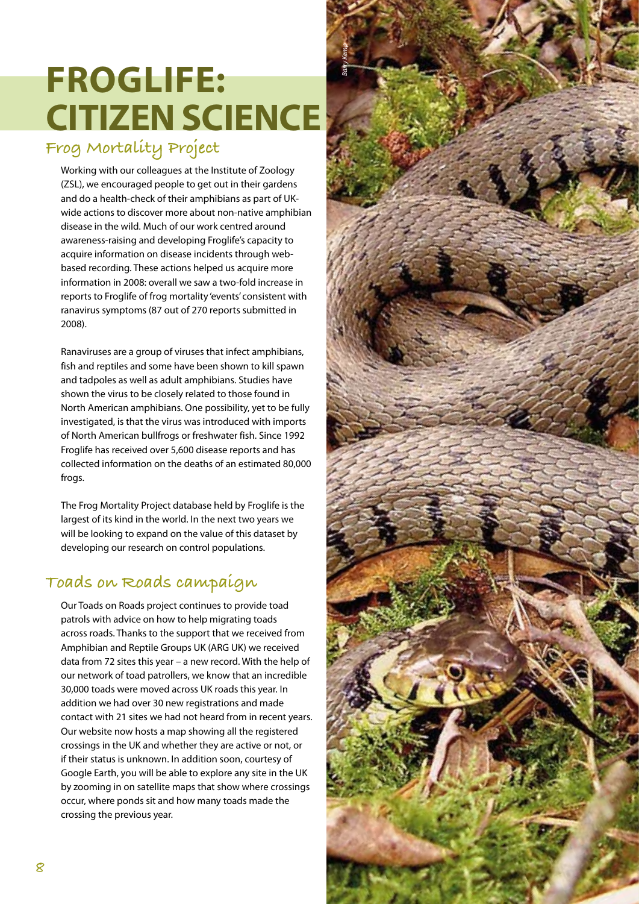# FROGLIFE: CITIZEN SCIENCE

## Frog Mortality Project

Working with our colleagues at the Institute of Zoology (ZSL), we encouraged people to get out in their gardens and do a health-check of their amphibians as part of UK-wide actions to discover more about non-native amphibian disease in the wild. Much of our work centred around awareness-raising and developing Froglife's capacity to acquire information on disease incidents through web-based recording. These actions helped us acquire more information in 2008: overall we saw a two-fold increase in reports to Froglife of frog mortality 'events' consistent with ranavirus symptoms (87 out of 270 reports submitted in 2008).

Ranaviruses are a group of viruses that infect amphibians, fish and reptiles and some have been shown to kill spawn and tadpoles as well as adult amphibians. Studies have shown the virus to be closely related to those found in North American amphibians. One possibility, yet to be fully investigated, is that the virus was introduced with imports of North American bullfrogs or freshwater fish. Since 1992 Froglife has received over 5,600 disease reports and has collected information on the deaths of an estimated 80,000 frogs.

The Frog Mortality Project database held by Froglife is the largest of its kind in the world. In the next two years we will be looking to expand on the value of this dataset by developing our research on control populations.

## Toads on Roads campaign

Our Toads on Roads project continues to provide toad patrols with advice on how to help migrating toads across roads. Thanks to the support that we received from Amphibian and Reptile Groups UK (ARG UK) we received data from 72 sites this year – a new record. With the help of our network of toad patrollers, we know that an incredible 30,000 toads were moved across UK roads this year. In addition we had over 30 new registrations and made contact with 21 sites we had not heard from in recent years. Our website now hosts a map showing all the registered crossings in the UK and whether they are active or not, or if their status is unknown. In addition soon, courtesy of Google Earth, you will be able to explore any site in the UK by zooming in on satellite maps that show where crossings occur, where ponds sit and how many toads made the crossing the previous year.

*Barry Kemp*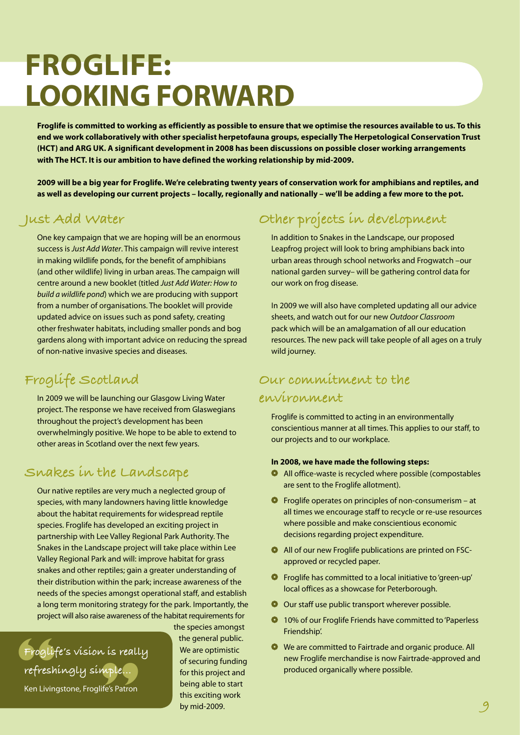# FROGLIFE: LOOKING FORWARD

**Froglife is committed to working as efficiently as possible to ensure that we optimise the resources available to us. To this end we work collaboratively with other specialist herpetofauna groups, especially The Herpetological Conservation Trust (HCT) and ARG UK. A significant development in 2008 has been discussions on possible closer working arrangements with The HCT. It is our ambition to have defined the working relationship by mid-2009.**

**2009 will be a big year for Froglife. We're celebrating twenty years of conservation work for amphibians and reptiles, and as well as developing our current projects – locally, regionally and nationally – we'll be adding a few more to the pot.**

## Just Add Water

One key campaign that we are hoping will be an enormous success is *Just Add Water*. This campaign will revive interest in making wildlife ponds, for the benefit of amphibians (and other wildlife) living in urban areas. The campaign will centre around a new booklet (titled *Just Add Water: How to build a wildlife pond*) which we are producing with support from a number of organisations. The booklet will provide updated advice on issues such as pond safety, creating other freshwater habitats, including smaller ponds and bog gardens along with important advice on reducing the spread of non-native invasive species and diseases.

## Froglife Scotland

In 2009 we will be launching our Glasgow Living Water project. The response we have received from Glaswegians throughout the project's development has been overwhelmingly positive. We hope to be able to extend to other areas in Scotland over the next few years.

## Snakes in the Landscape

Our native reptiles are very much a neglected group of species, with many landowners having little knowledge about the habitat requirements for widespread reptile species. Froglife has developed an exciting project in partnership with Lee Valley Regional Park Authority. The Snakes in the Landscape project will take place within Lee Valley Regional Park and will: improve habitat for grass snakes and other reptiles; gain a greater understanding of their distribution within the park; increase awareness of the needs of the species amongst operational staff, and establish a long term monitoring strategy for the park. Importantly, the project will also raise awareness of the habitat requirements for the species amongst the general public. We are optimistic of securing funding for this project and being able to start this exciting work by mid-2009.

> Froglife's vision is really refreshingly simple...
>
> Ken Livingstone, Froglife's Patron

## Other projects in development

In addition to Snakes in the Landscape, our proposed Leapfrog project will look to bring amphibians back into urban areas through school networks and Frogwatch –our national garden survey– will be gathering control data for our work on frog disease.

In 2009 we will also have completed updating all our advice sheets, and watch out for our new *Outdoor Classroom* pack which will be an amalgamation of all our education resources. The new pack will take people of all ages on a truly wild journey.

## Our commitment to the environment

Froglife is committed to acting in an environmentally conscientious manner at all times. This applies to our staff, to our projects and to our workplace.

**In 2008, we have made the following steps:**

- All office-waste is recycled where possible (compostables are sent to the Froglife allotment).
- Froglife operates on principles of non-consumerism – at all times we encourage staff to recycle or re-use resources where possible and make conscientious economic decisions regarding project expenditure.
- All of our new Froglife publications are printed on FSC-approved or recycled paper.
- Froglife has committed to a local initiative to 'green-up' local offices as a showcase for Peterborough.
- Our staff use public transport wherever possible.
- 10% of our Froglife Friends have committed to 'Paperless Friendship'.
- We are committed to Fairtrade and organic produce. All new Froglife merchandise is now Fairtrade-approved and produced organically where possible.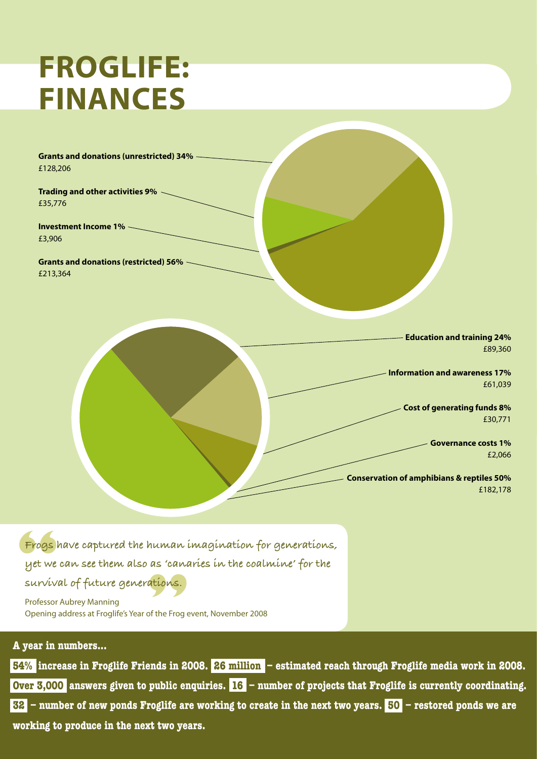# FROGLIFE: FINANCES

**Grants and donations (unrestricted) 34%**
£128,206

**Trading and other activities 9%**
£35,776

**Investment Income 1%**
£3,906

**Grants and donations (restricted) 56%**
£213,364

**Education and training 24%**
£89,360

**Information and awareness 17%**
£61,039

**Cost of generating funds 8%**
£30,771

**Governance costs 1%**
£2,066

**Conservation of amphibians & reptiles 50%**
£182,178

> Frogs have captured the human imagination for generations, yet we can see them also as 'canaries in the coalmine' for the survival of future generations.

Professor Aubrey Manning
Opening address at Froglife's Year of the Frog event, November 2008

**A year in numbers...**

**54%** increase in Froglife Friends in 2008. **26 million** – estimated reach through Froglife media work in 2008. **Over 3,000** answers given to public enquiries. **16** – number of projects that Froglife is currently coordinating. **32** – number of new ponds Froglife are working to create in the next two years. **50** – restored ponds we are working to produce in the next two years.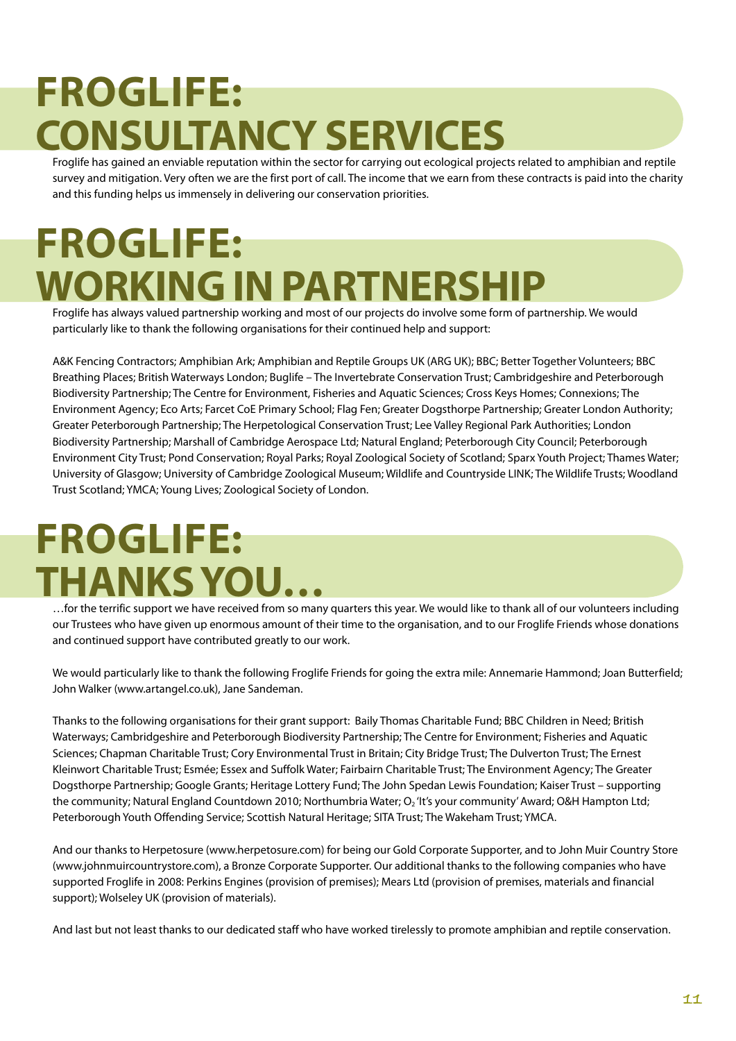# FROGLIFE: CONSULTANCY SERVICES

Froglife has gained an enviable reputation within the sector for carrying out ecological projects related to amphibian and reptile survey and mitigation. Very often we are the first port of call. The income that we earn from these contracts is paid into the charity and this funding helps us immensely in delivering our conservation priorities.

# FROGLIFE: WORKING IN PARTNERSHIP

Froglife has always valued partnership working and most of our projects do involve some form of partnership. We would particularly like to thank the following organisations for their continued help and support:

A&K Fencing Contractors; Amphibian Ark; Amphibian and Reptile Groups UK (ARG UK); BBC; Better Together Volunteers; BBC Breathing Places; British Waterways London; Buglife – The Invertebrate Conservation Trust; Cambridgeshire and Peterborough Biodiversity Partnership; The Centre for Environment, Fisheries and Aquatic Sciences; Cross Keys Homes; Connexions; The Environment Agency; Eco Arts; Farcet CoE Primary School; Flag Fen; Greater Dogsthorpe Partnership; Greater London Authority; Greater Peterborough Partnership; The Herpetological Conservation Trust; Lee Valley Regional Park Authorities; London Biodiversity Partnership; Marshall of Cambridge Aerospace Ltd; Natural England; Peterborough City Council; Peterborough Environment City Trust; Pond Conservation; Royal Parks; Royal Zoological Society of Scotland; Sparx Youth Project; Thames Water; University of Glasgow; University of Cambridge Zoological Museum; Wildlife and Countryside LINK; The Wildlife Trusts; Woodland Trust Scotland; YMCA; Young Lives; Zoological Society of London.

# FROGLIFE: THANKS YOU…

…for the terrific support we have received from so many quarters this year. We would like to thank all of our volunteers including our Trustees who have given up enormous amount of their time to the organisation, and to our Froglife Friends whose donations and continued support have contributed greatly to our work.

We would particularly like to thank the following Froglife Friends for going the extra mile: Annemarie Hammond; Joan Butterfield; John Walker (www.artangel.co.uk), Jane Sandeman.

Thanks to the following organisations for their grant support: Baily Thomas Charitable Fund; BBC Children in Need; British Waterways; Cambridgeshire and Peterborough Biodiversity Partnership; The Centre for Environment; Fisheries and Aquatic Sciences; Chapman Charitable Trust; Cory Environmental Trust in Britain; City Bridge Trust; The Dulverton Trust; The Ernest Kleinwort Charitable Trust; Esmée; Essex and Suffolk Water; Fairbairn Charitable Trust; The Environment Agency; The Greater Dogsthorpe Partnership; Google Grants; Heritage Lottery Fund; The John Spedan Lewis Foundation; Kaiser Trust – supporting the community; Natural England Countdown 2010; Northumbria Water; $O_2$ 'It's your community' Award; O&H Hampton Ltd; Peterborough Youth Offending Service; Scottish Natural Heritage; SITA Trust; The Wakeham Trust; YMCA.

And our thanks to Herpetosure (www.herpetosure.com) for being our Gold Corporate Supporter, and to John Muir Country Store (www.johnmuircountrystore.com), a Bronze Corporate Supporter. Our additional thanks to the following companies who have supported Froglife in 2008: Perkins Engines (provision of premises); Mears Ltd (provision of premises, materials and financial support); Wolseley UK (provision of materials).

And last but not least thanks to our dedicated staff who have worked tirelessly to promote amphibian and reptile conservation.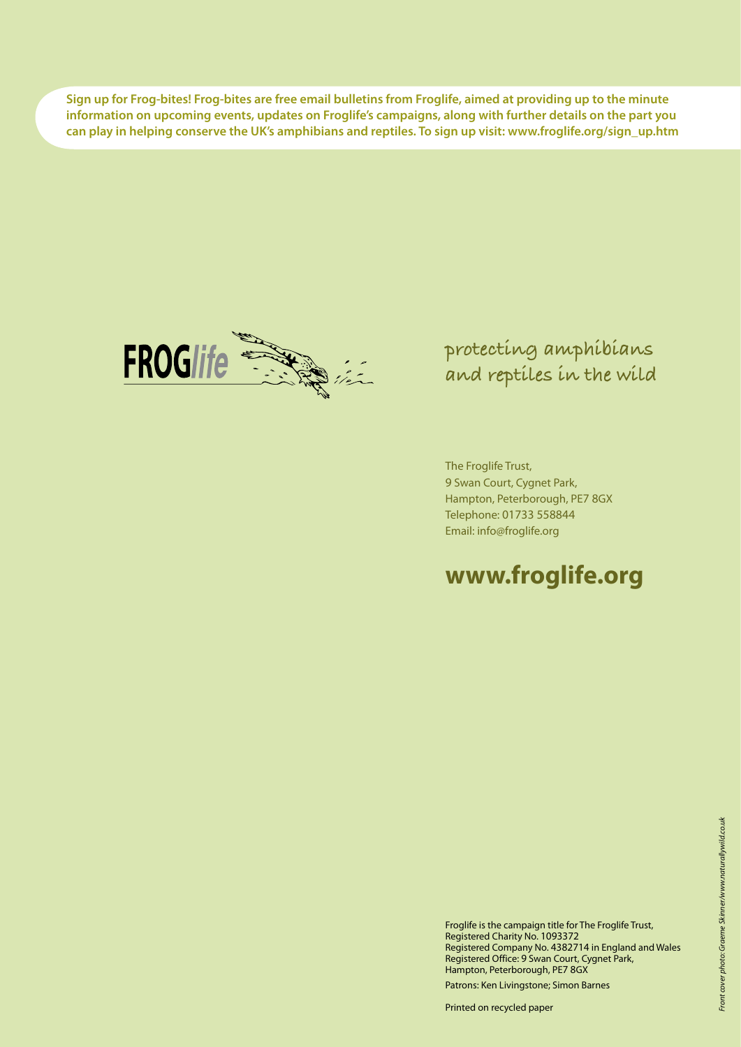**Sign up for Frog-bites! Frog-bites are free email bulletins from Froglife, aimed at providing up to the minute information on upcoming events, updates on Froglife's campaigns, along with further details on the part you can play in helping conserve the UK's amphibians and reptiles. To sign up visit: www.froglife.org/sign_up.htm**

FROG*life*

protecting amphibians and reptiles in the wild

The Froglife Trust,
9 Swan Court, Cygnet Park,
Hampton, Peterborough, PE7 8GX
Telephone: 01733 558844
Email: info@froglife.org

## www.froglife.org

Froglife is the campaign title for The Froglife Trust,
Registered Charity No. 1093372
Registered Company No. 4382714 in England and Wales
Registered Office: 9 Swan Court, Cygnet Park,
Hampton, Peterborough, PE7 8GX

Patrons: Ken Livingstone; Simon Barnes

Printed on recycled paper

*Front cover photo: Graeme Skinner/www.naturallywild.co.uk*